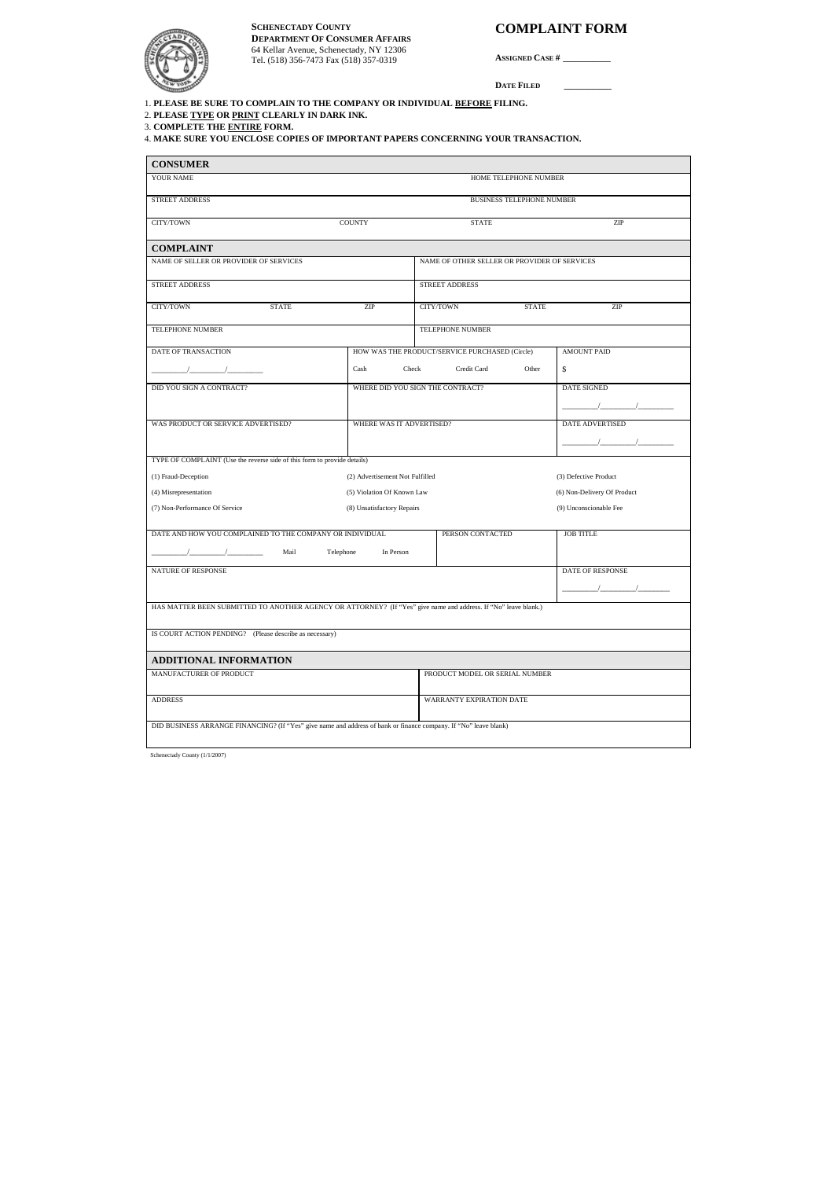**SCHENECTADY COUNTY**
**DEPARTMENT OF CONSUMER AFFAIRS**
64 Kellar Avenue, Schenectady, NY 12306
Tel. (518) 356-7473 Fax (518) 357-0319

# COMPLAINT FORM

**ASSIGNED CASE #** ___________

**DATE FILED** ___________

1. **PLEASE BE SURE TO COMPLAIN TO THE COMPANY OR INDIVIDUAL BEFORE FILING.**
2. **PLEASE TYPE OR PRINT CLEARLY IN DARK INK.**
3. **COMPLETE THE ENTIRE FORM.**
4. **MAKE SURE YOU ENCLOSE COPIES OF IMPORTANT PAPERS CONCERNING YOUR TRANSACTION.**

## CONSUMER

| YOUR NAME | | HOME TELEPHONE NUMBER | |
|---|---|---|---|
| STREET ADDRESS | | BUSINESS TELEPHONE NUMBER | |
| CITY/TOWN | COUNTY | STATE | ZIP |

## COMPLAINT

| NAME OF SELLER OR PROVIDER OF SERVICES | NAME OF OTHER SELLER OR PROVIDER OF SERVICES |
|---|---|
| STREET ADDRESS | STREET ADDRESS |
| CITY/TOWN STATE ZIP | CITY/TOWN STATE ZIP |
| TELEPHONE NUMBER | TELEPHONE NUMBER |

| DATE OF TRANSACTION | HOW WAS THE PRODUCT/SERVICE PURCHASED (Circle) | AMOUNT PAID |
|---|---|---|
| _____/_____/_____ | Cash Check Credit Card Other | $ |
| DID YOU SIGN A CONTRACT? | WHERE DID YOU SIGN THE CONTRACT? | DATE SIGNED _____/_____/_____ |
| WAS PRODUCT OR SERVICE ADVERTISED? | WHERE WAS IT ADVERTISED? | DATE ADVERTISED _____/_____/_____ |

TYPE OF COMPLAINT (Use the reverse side of this form to provide details)

| | | |
|---|---|---|
| (1) Fraud-Deception | (2) Advertisement Not Fulfilled | (3) Defective Product |
| (4) Misrepresentation | (5) Violation Of Known Law | (6) Non-Delivery Of Product |
| (7) Non-Performance Of Service | (8) Unsatisfactory Repairs | (9) Unconscionable Fee |

| DATE AND HOW YOU COMPLAINED TO THE COMPANY OR INDIVIDUAL | PERSON CONTACTED | JOB TITLE |
|---|---|---|
| _____/_____/_____ Mail Telephone In Person | | |

| NATURE OF RESPONSE | DATE OF RESPONSE |
|---|---|
| | _____/_____/_____ |

HAS MATTER BEEN SUBMITTED TO ANOTHER AGENCY OR ATTORNEY? (If "Yes" give name and address. If "No" leave blank.)

IS COURT ACTION PENDING? (Please describe as necessary)

## ADDITIONAL INFORMATION

| MANUFACTURER OF PRODUCT | PRODUCT MODEL OR SERIAL NUMBER |
|---|---|
| ADDRESS | WARRANTY EXPIRATION DATE |

DID BUSINESS ARRANGE FINANCING? (If "Yes" give name and address of bank or finance company. If "No" leave blank)

Schenectady County (1/1/2007)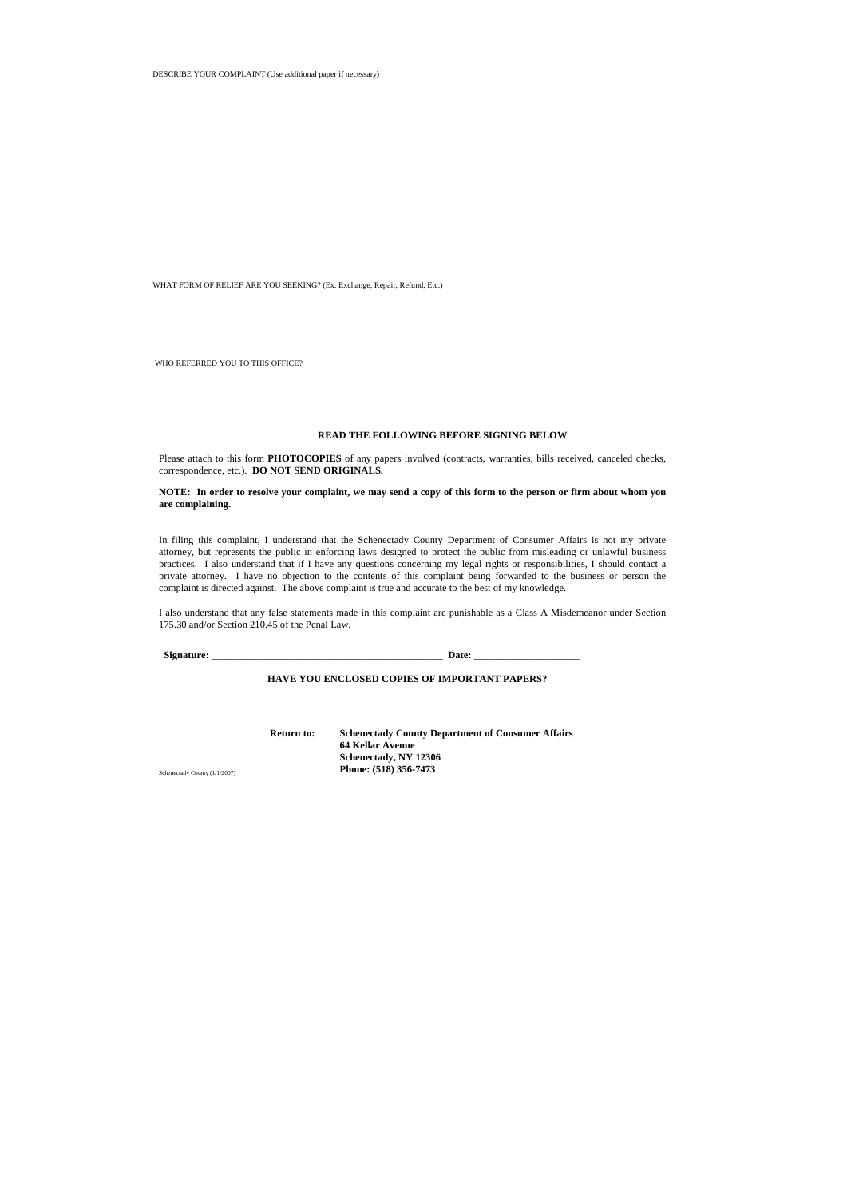DESCRIBE YOUR COMPLAINT (Use additional paper if necessary)

WHAT FORM OF RELIEF ARE YOU SEEKING? (Ex. Exchange, Repair, Refund, Etc.)

WHO REFERRED YOU TO THIS OFFICE?

**READ THE FOLLOWING BEFORE SIGNING BELOW**

Please attach to this form **PHOTOCOPIES** of any papers involved (contracts, warranties, bills received, canceled checks, correspondence, etc.). **DO NOT SEND ORIGINALS.**

**NOTE: In order to resolve your complaint, we may send a copy of this form to the person or firm about whom you are complaining.**

In filing this complaint, I understand that the Schenectady County Department of Consumer Affairs is not my private attorney, but represents the public in enforcing laws designed to protect the public from misleading or unlawful business practices. I also understand that if I have any questions concerning my legal rights or responsibilities, I should contact a private attorney. I have no objection to the contents of this complaint being forwarded to the business or person the complaint is directed against. The above complaint is true and accurate to the best of my knowledge.

I also understand that any false statements made in this complaint are punishable as a Class A Misdemeanor under Section 175.30 and/or Section 210.45 of the Penal Law.

**Signature:** _______________________________________________ **Date:** _____________________

**HAVE YOU ENCLOSED COPIES OF IMPORTANT PAPERS?**

**Return to:** **Schenectady County Department of Consumer Affairs**
**64 Kellar Avenue**
**Schenectady, NY 12306**
**Phone: (518) 356-7473**

Schenectady County (1/1/2007)